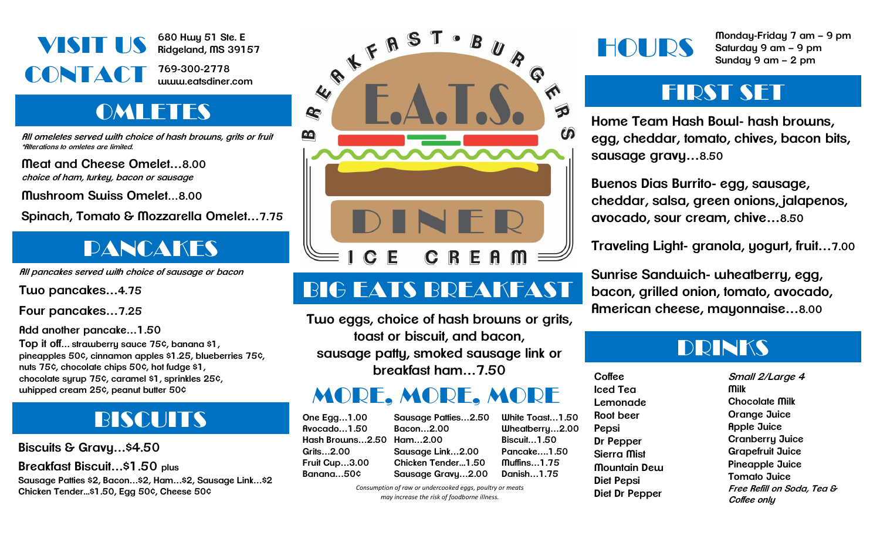# VISIT US

680 Hwy 51 Ste. E
Ridgeland, MS 39157

# CONTACT

769-300-2778
www.eatsdiner.com

## OMLETES

*All omeletes served with choice of hash browns, grits or fruit*
*\*Alterations to omletes are limited.*

**Meat and Cheese Omelet...8.00**
*choice of ham, turkey, bacon or sausage*

**Mushroom Swiss Omelet...8.00**

**Spinach, Tomato & Mozzarella Omelet...7.75**

## PANCAKES

*All pancakes served with choice of sausage or bacon*

**Two pancakes...4.75**

**Four pancakes...7.25**

**Add another pancake...1.50**

**Top it off...** strawberry sauce 75¢, banana $1, pineapples 50¢, cinnamon apples $1.25, blueberries 75¢, nuts 75¢, chocolate chips 50¢, hot fudge $1, chocolate syrup 75¢, caramel $1, sprinkles 25¢, whipped cream 25¢, peanut butter 50¢

## BISCUITS

**Biscuits & Gravy...$4.50**

**Breakfast Biscuit...$1.50** plus
Sausage Patties $2, Bacon...$2, Ham...$2, Sausage Link...$2
Chicken Tender...$1.50, Egg 50¢, Cheese 50¢

# BREAKFAST • BURGERS
# E.A.T.S.
# DINER
# ICE CREAM

## BIG EATS BREAKFAST

Two eggs, choice of hash browns or grits, toast or biscuit, and bacon, sausage patty, smoked sausage link or breakfast ham...7.50

## MORE, MORE, MORE

| | | |
|---|---|---|
| One Egg...1.00 | Sausage Patties...2.50 | White Toast...1.50 |
| Avocado...1.50 | Bacon...2.00 | Wheatberry...2.00 |
| Hash Browns...2.50 | Ham...2.00 | Biscuit...1.50 |
| Grits...2.00 | Sausage Link...2.00 | Pancake....1.50 |
| Fruit Cup...3.00 | Chicken Tender...1.50 | Muffins...1.75 |
| Banana...50¢ | Sausage Gravy...2.00 | Danish...1.75 |

*Consumption of raw or undercooked eggs, poultry or meats may increase the risk of foodborne illness.*

# HOURS

Monday-Friday 7 am – 9 pm
Saturday 9 am – 9 pm
Sunday 9 am – 2 pm

## FIRST SET

**Home Team Hash Bowl-** hash browns, egg, cheddar, tomato, chives, bacon bits, sausage gravy...8.50

**Buenos Dias Burrito-** egg, sausage, cheddar, salsa, green onions, jalapenos, avocado, sour cream, chive...8.50

**Traveling Light-** granola, yogurt, fruit...7.00

**Sunrise Sandwich-** wheatberry, egg, bacon, grilled onion, tomato, avocado, American cheese, mayonnaise...8.00

## DRINKS

Coffee
Iced Tea
Lemonade
Root beer
Pepsi
Dr Pepper
Sierra Mist
Mountain Dew
Diet Pepsi
Diet Dr Pepper

*Small 2/Large 4*
Milk
Chocolate Milk
Orange Juice
Apple Juice
Cranberry Juice
Grapefruit Juice
Pineapple Juice
Tomato Juice
*Free Refill on Soda, Tea & Coffee only*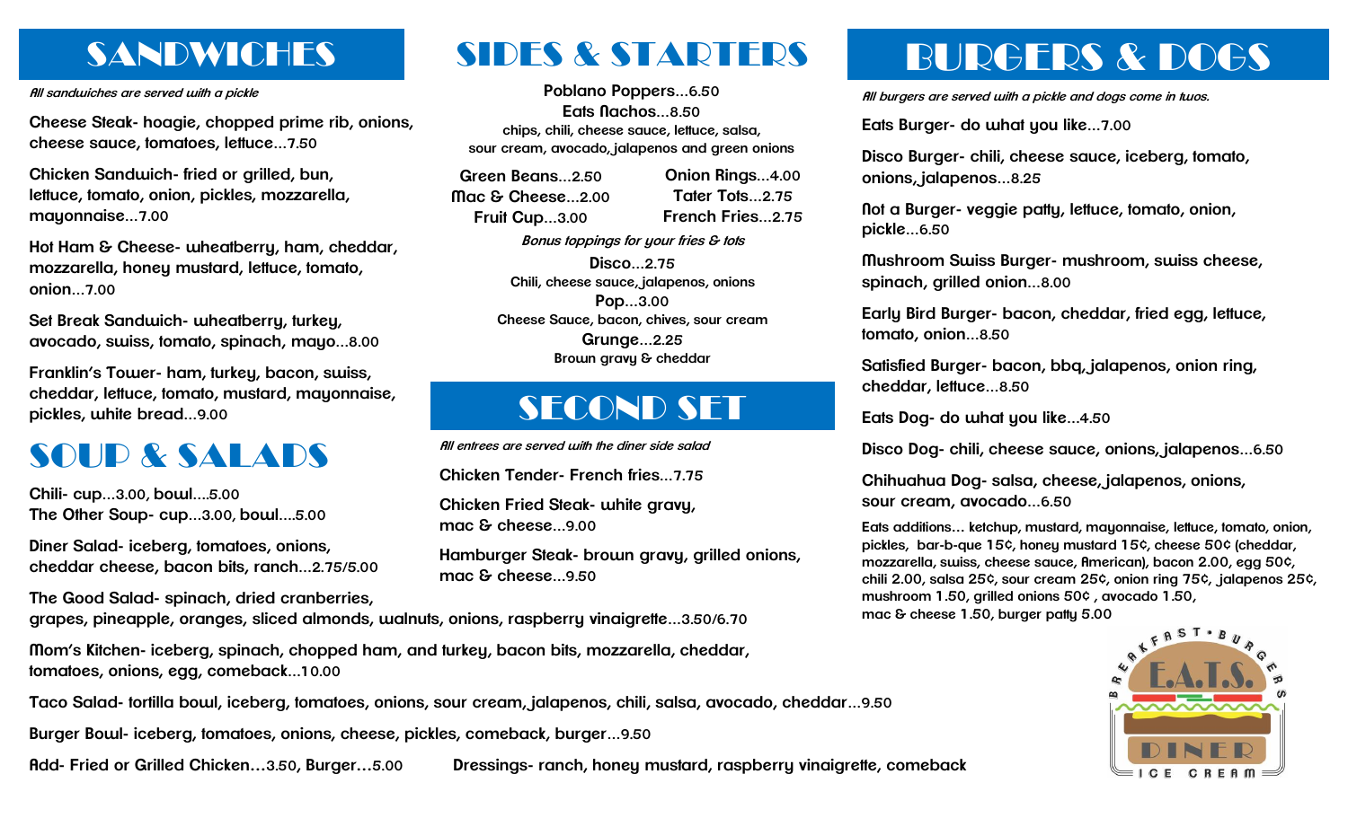# SANDWICHES

*All sandwiches are served with a pickle*

**Cheese Steak**- hoagie, chopped prime rib, onions, cheese sauce, tomatoes, lettuce...7.50

**Chicken Sandwich**- fried or grilled, bun, lettuce, tomato, onion, pickles, mozzarella, mayonnaise...7.00

**Hot Ham & Cheese**- wheatberry, ham, cheddar, mozzarella, honey mustard, lettuce, tomato, onion...7.00

**Set Break Sandwich**- wheatberry, turkey, avocado, swiss, tomato, spinach, mayo...8.00

**Franklin's Tower**- ham, turkey, bacon, swiss, cheddar, lettuce, tomato, mustard, mayonnaise, pickles, white bread...9.00

# SOUP & SALADS

**Chili**- cup...3.00, bowl....5.00
**The Other Soup**- cup...3.00, bowl....5.00

**Diner Salad**- iceberg, tomatoes, onions, cheddar cheese, bacon bits, ranch...2.75/5.00

**The Good Salad**- spinach, dried cranberries, grapes, pineapple, oranges, sliced almonds, walnuts, onions, raspberry vinaigrette...3.50/6.70

**Mom's Kitchen**- iceberg, spinach, chopped ham, and turkey, bacon bits, mozzarella, cheddar, tomatoes, onions, egg, comeback...10.00

**Taco Salad**- tortilla bowl, iceberg, tomatoes, onions, sour cream, jalapenos, chili, salsa, avocado, cheddar...9.50

**Burger Bowl**- iceberg, tomatoes, onions, cheese, pickles, comeback, burger...9.50

**Add**- Fried or Grilled Chicken...3.50, Burger...5.00

**Dressings**- ranch, honey mustard, raspberry vinaigrette, comeback

# SIDES & STARTERS

**Poblano Poppers**...6.50

**Eats Nachos**...8.50
chips, chili, cheese sauce, lettuce, salsa, sour cream, avocado, jalapenos and green onions

**Green Beans**...2.50
**Mac & Cheese**...2.00
**Fruit Cup**...3.00
**Onion Rings**...4.00
**Tater Tots**...2.75
**French Fries**...2.75

*Bonus toppings for your fries & tots*

**Disco**...2.75
Chili, cheese sauce, jalapenos, onions

**Pop**...3.00
Cheese Sauce, bacon, chives, sour cream

**Grunge**...2.25
Brown gravy & cheddar

# SECOND SET

*All entrees are served with the diner side salad*

**Chicken Tender**- French fries...7.75

**Chicken Fried Steak**- white gravy, mac & cheese...9.00

**Hamburger Steak**- brown gravy, grilled onions, mac & cheese...9.50

# BURGERS & DOGS

*All burgers are served with a pickle and dogs come in twos.*

**Eats Burger**- do what you like...7.00

**Disco Burger**- chili, cheese sauce, iceberg, tomato, onions, jalapenos...8.25

**Not a Burger**- veggie patty, lettuce, tomato, onion, pickle...6.50

**Mushroom Swiss Burger**- mushroom, swiss cheese, spinach, grilled onion...8.00

**Early Bird Burger**- bacon, cheddar, fried egg, lettuce, tomato, onion...8.50

**Satisfied Burger**- bacon, bbq, jalapenos, onion ring, cheddar, lettuce...8.50

**Eats Dog**- do what you like...4.50

**Disco Dog**- chili, cheese sauce, onions, jalapenos...6.50

**Chihuahua Dog**- salsa, cheese, jalapenos, onions, sour cream, avocado...6.50

Eats additions... ketchup, mustard, mayonnaise, lettuce, tomato, onion, pickles, bar-b-que 15¢, honey mustard 15¢, cheese 50¢ (cheddar, mozzarella, swiss, cheese sauce, American), bacon 2.00, egg 50¢, chili 2.00, salsa 25¢, sour cream 25¢, onion ring 75¢, jalapenos 25¢, mushroom 1.50, grilled onions 50¢ , avocado 1.50, mac & cheese 1.50, burger patty 5.00

BREAKFAST • BURGERS
E.A.T.S.
DINER
ICE CREAM